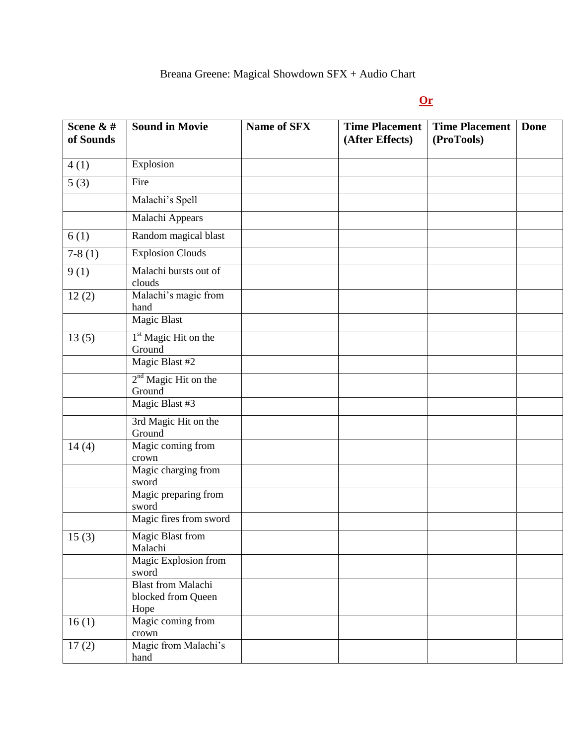Breana Greene: Magical Showdown SFX + Audio Chart

**Or**

| Scene & # of Sounds | Sound in Movie | Name of SFX | Time Placement (After Effects) | Time Placement (ProTools) | Done |
|---|---|---|---|---|---|
| 4 (1) | Explosion | | | | |
| 5 (3) | Fire | | | | |
| | Malachi's Spell | | | | |
| | Malachi Appears | | | | |
| 6 (1) | Random magical blast | | | | |
| 7-8 (1) | Explosion Clouds | | | | |
| 9 (1) | Malachi bursts out of clouds | | | | |
| 12 (2) | Malachi's magic from hand | | | | |
| | Magic Blast | | | | |
| 13 (5) | 1st Magic Hit on the Ground | | | | |
| | Magic Blast #2 | | | | |
| | 2nd Magic Hit on the Ground | | | | |
| | Magic Blast #3 | | | | |
| | 3rd Magic Hit on the Ground | | | | |
| 14 (4) | Magic coming from crown | | | | |
| | Magic charging from sword | | | | |
| | Magic preparing from sword | | | | |
| | Magic fires from sword | | | | |
| 15 (3) | Magic Blast from Malachi | | | | |
| | Magic Explosion from sword | | | | |
| | Blast from Malachi blocked from Queen Hope | | | | |
| 16 (1) | Magic coming from crown | | | | |
| 17 (2) | Magic from Malachi's hand | | | | |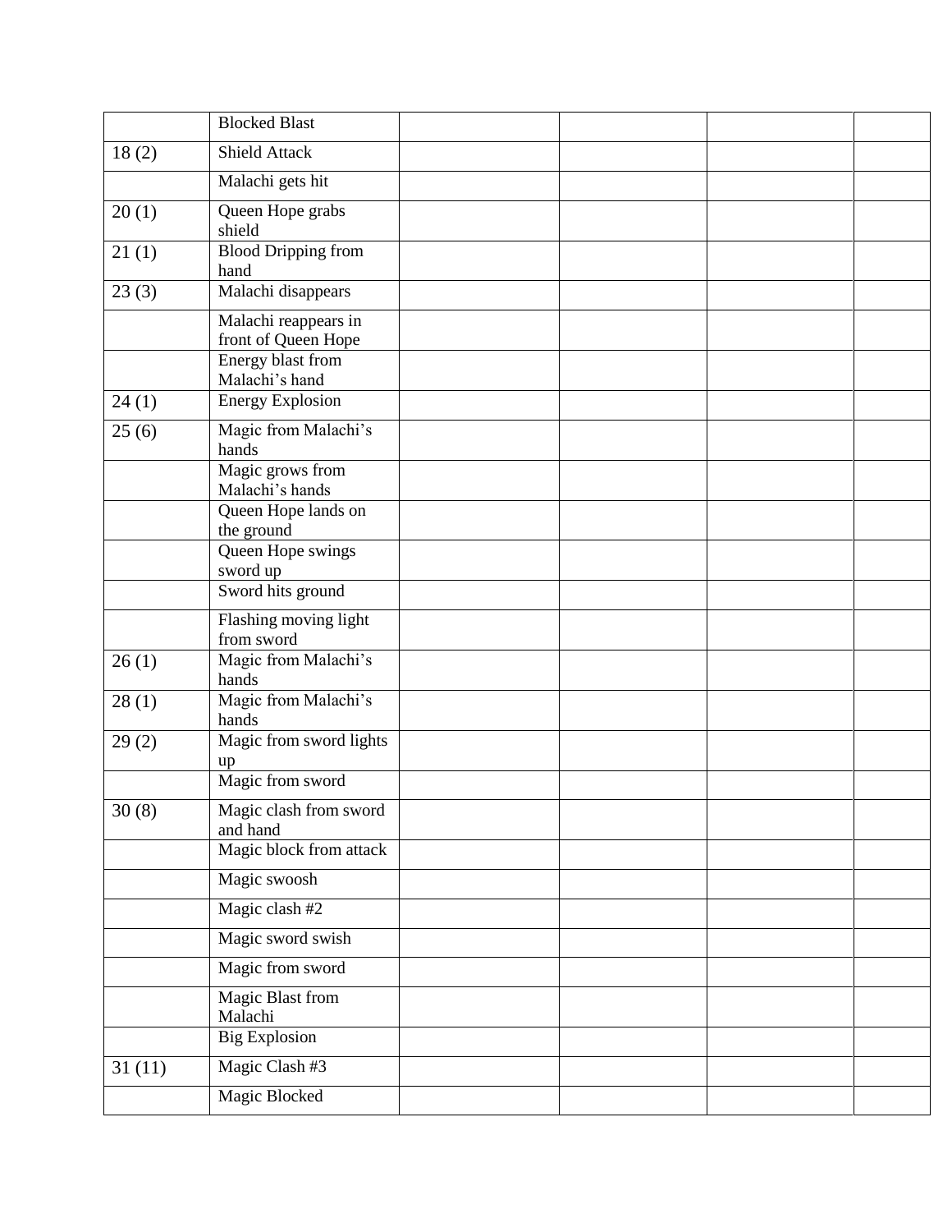| | | | | | |
|---|---|---|---|---|---|
| | Blocked Blast | | | | |
| 18 (2) | Shield Attack | | | | |
| | Malachi gets hit | | | | |
| 20 (1) | Queen Hope grabs shield | | | | |
| 21 (1) | Blood Dripping from hand | | | | |
| 23 (3) | Malachi disappears | | | | |
| | Malachi reappears in front of Queen Hope | | | | |
| | Energy blast from Malachi's hand | | | | |
| 24 (1) | Energy Explosion | | | | |
| 25 (6) | Magic from Malachi's hands | | | | |
| | Magic grows from Malachi's hands | | | | |
| | Queen Hope lands on the ground | | | | |
| | Queen Hope swings sword up | | | | |
| | Sword hits ground | | | | |
| | Flashing moving light from sword | | | | |
| 26 (1) | Magic from Malachi's hands | | | | |
| 28 (1) | Magic from Malachi's hands | | | | |
| 29 (2) | Magic from sword lights up | | | | |
| | Magic from sword | | | | |
| 30 (8) | Magic clash from sword and hand | | | | |
| | Magic block from attack | | | | |
| | Magic swoosh | | | | |
| | Magic clash #2 | | | | |
| | Magic sword swish | | | | |
| | Magic from sword | | | | |
| | Magic Blast from Malachi | | | | |
| | Big Explosion | | | | |
| 31 (11) | Magic Clash #3 | | | | |
| | Magic Blocked | | | | |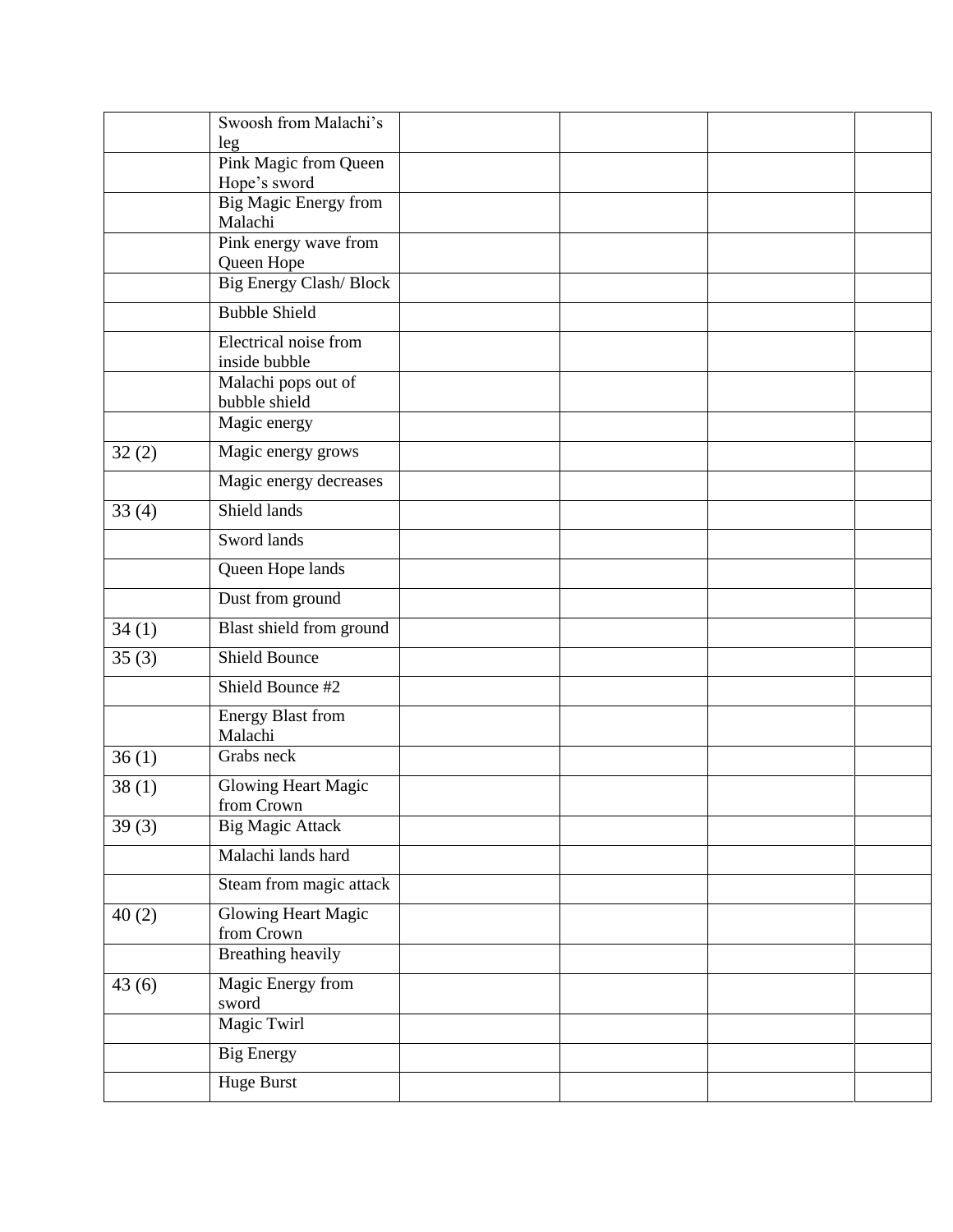| | | | | | |
|---|---|---|---|---|---|
| | Swoosh from Malachi's leg | | | | |
| | Pink Magic from Queen Hope's sword | | | | |
| | Big Magic Energy from Malachi | | | | |
| | Pink energy wave from Queen Hope | | | | |
| | Big Energy Clash/ Block | | | | |
| | Bubble Shield | | | | |
| | Electrical noise from inside bubble | | | | |
| | Malachi pops out of bubble shield | | | | |
| | Magic energy | | | | |
| 32 (2) | Magic energy grows | | | | |
| | Magic energy decreases | | | | |
| 33 (4) | Shield lands | | | | |
| | Sword lands | | | | |
| | Queen Hope lands | | | | |
| | Dust from ground | | | | |
| 34 (1) | Blast shield from ground | | | | |
| 35 (3) | Shield Bounce | | | | |
| | Shield Bounce #2 | | | | |
| | Energy Blast from Malachi | | | | |
| 36 (1) | Grabs neck | | | | |
| 38 (1) | Glowing Heart Magic from Crown | | | | |
| 39 (3) | Big Magic Attack | | | | |
| | Malachi lands hard | | | | |
| | Steam from magic attack | | | | |
| 40 (2) | Glowing Heart Magic from Crown | | | | |
| | Breathing heavily | | | | |
| 43 (6) | Magic Energy from sword | | | | |
| | Magic Twirl | | | | |
| | Big Energy | | | | |
| | Huge Burst | | | | |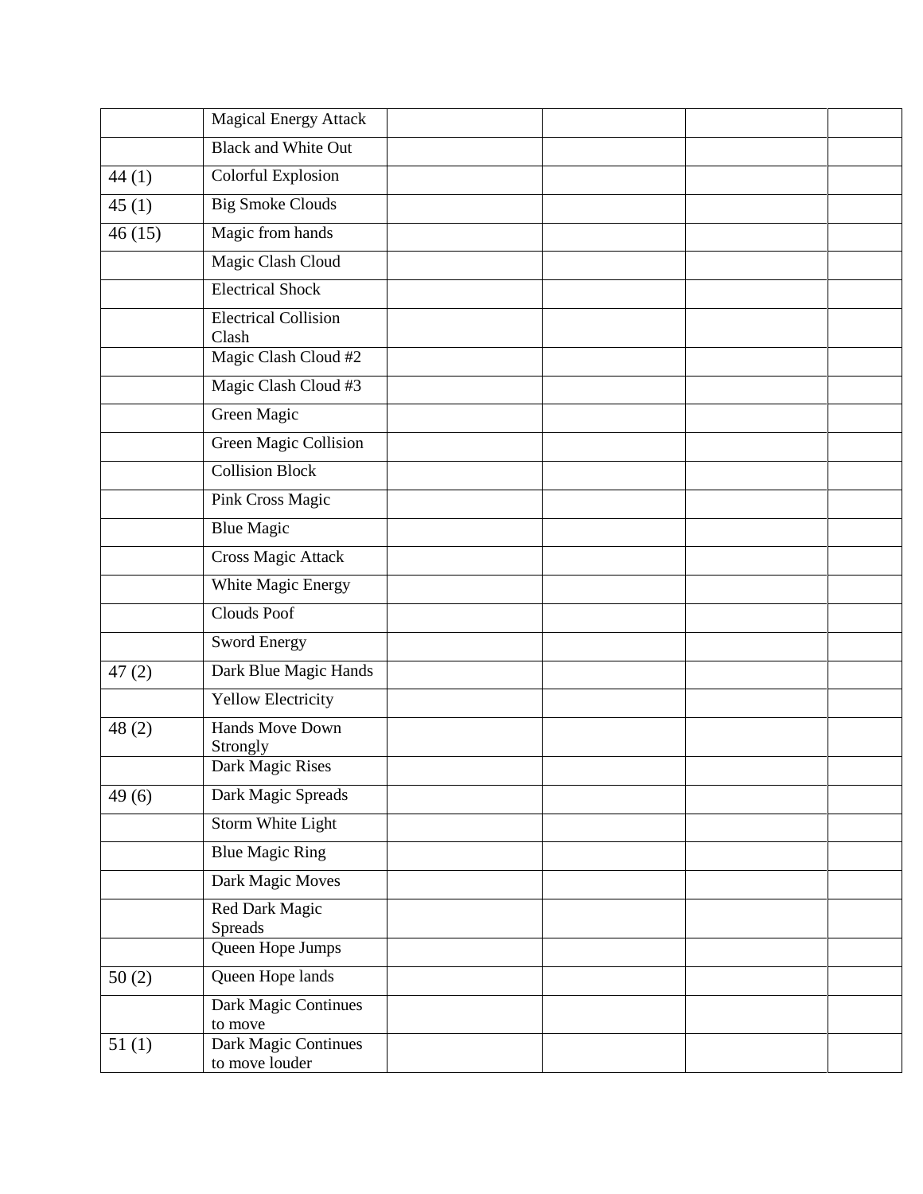| | | | | | |
|---|---|---|---|---|---|
| | Magical Energy Attack | | | | |
| | Black and White Out | | | | |
| 44 (1) | Colorful Explosion | | | | |
| 45 (1) | Big Smoke Clouds | | | | |
| 46 (15) | Magic from hands | | | | |
| | Magic Clash Cloud | | | | |
| | Electrical Shock | | | | |
| | Electrical Collision Clash | | | | |
| | Magic Clash Cloud #2 | | | | |
| | Magic Clash Cloud #3 | | | | |
| | Green Magic | | | | |
| | Green Magic Collision | | | | |
| | Collision Block | | | | |
| | Pink Cross Magic | | | | |
| | Blue Magic | | | | |
| | Cross Magic Attack | | | | |
| | White Magic Energy | | | | |
| | Clouds Poof | | | | |
| | Sword Energy | | | | |
| 47 (2) | Dark Blue Magic Hands | | | | |
| | Yellow Electricity | | | | |
| 48 (2) | Hands Move Down Strongly | | | | |
| | Dark Magic Rises | | | | |
| 49 (6) | Dark Magic Spreads | | | | |
| | Storm White Light | | | | |
| | Blue Magic Ring | | | | |
| | Dark Magic Moves | | | | |
| | Red Dark Magic Spreads | | | | |
| | Queen Hope Jumps | | | | |
| 50 (2) | Queen Hope lands | | | | |
| | Dark Magic Continues to move | | | | |
| 51 (1) | Dark Magic Continues to move louder | | | | |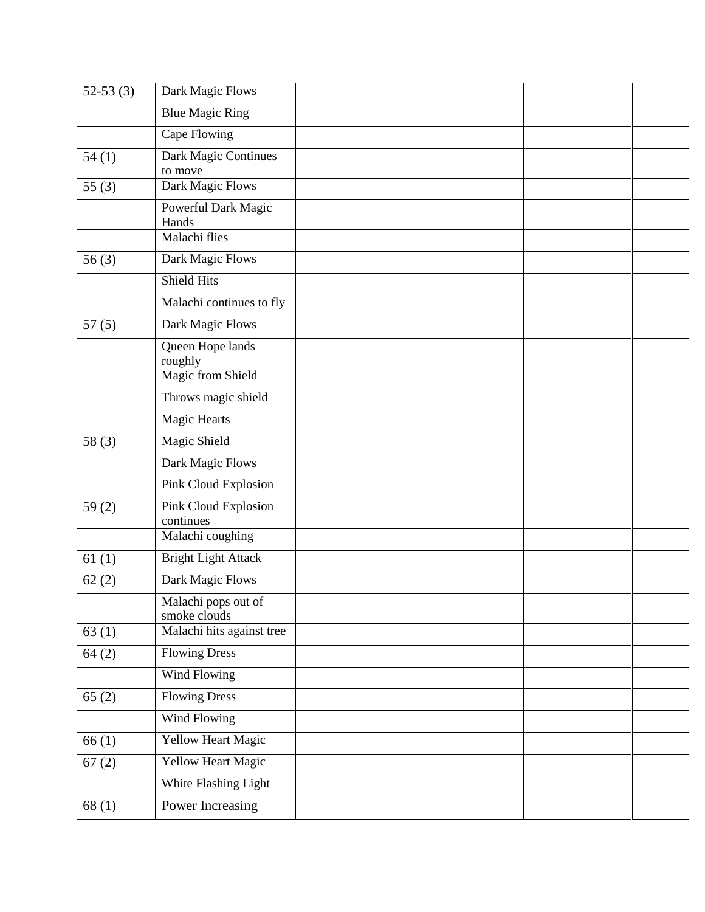| | | | | | |
|---|---|---|---|---|---|
| 52-53 (3) | Dark Magic Flows | | | | |
| | Blue Magic Ring | | | | |
| | Cape Flowing | | | | |
| 54 (1) | Dark Magic Continues to move | | | | |
| 55 (3) | Dark Magic Flows | | | | |
| | Powerful Dark Magic Hands | | | | |
| | Malachi flies | | | | |
| 56 (3) | Dark Magic Flows | | | | |
| | Shield Hits | | | | |
| | Malachi continues to fly | | | | |
| 57 (5) | Dark Magic Flows | | | | |
| | Queen Hope lands roughly | | | | |
| | Magic from Shield | | | | |
| | Throws magic shield | | | | |
| | Magic Hearts | | | | |
| 58 (3) | Magic Shield | | | | |
| | Dark Magic Flows | | | | |
| | Pink Cloud Explosion | | | | |
| 59 (2) | Pink Cloud Explosion continues | | | | |
| | Malachi coughing | | | | |
| 61 (1) | Bright Light Attack | | | | |
| 62 (2) | Dark Magic Flows | | | | |
| | Malachi pops out of smoke clouds | | | | |
| 63 (1) | Malachi hits against tree | | | | |
| 64 (2) | Flowing Dress | | | | |
| | Wind Flowing | | | | |
| 65 (2) | Flowing Dress | | | | |
| | Wind Flowing | | | | |
| 66 (1) | Yellow Heart Magic | | | | |
| 67 (2) | Yellow Heart Magic | | | | |
| | White Flashing Light | | | | |
| 68 (1) | Power Increasing | | | | |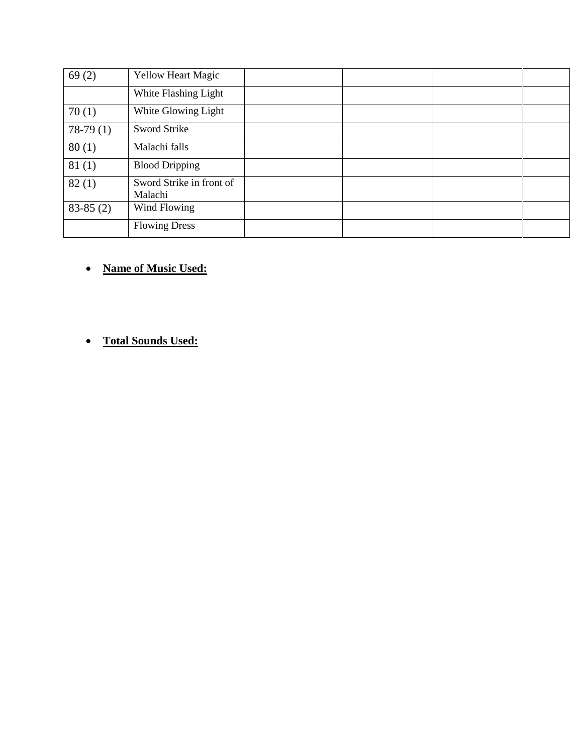| | | | | | |
|---|---|---|---|---|---|
| 69 (2) | Yellow Heart Magic | | | | |
| | White Flashing Light | | | | |
| 70 (1) | White Glowing Light | | | | |
| 78-79 (1) | Sword Strike | | | | |
| 80 (1) | Malachi falls | | | | |
| 81 (1) | Blood Dripping | | | | |
| 82 (1) | Sword Strike in front of Malachi | | | | |
| 83-85 (2) | Wind Flowing | | | | |
| | Flowing Dress | | | | |

- **Name of Music Used:**

- **Total Sounds Used:**